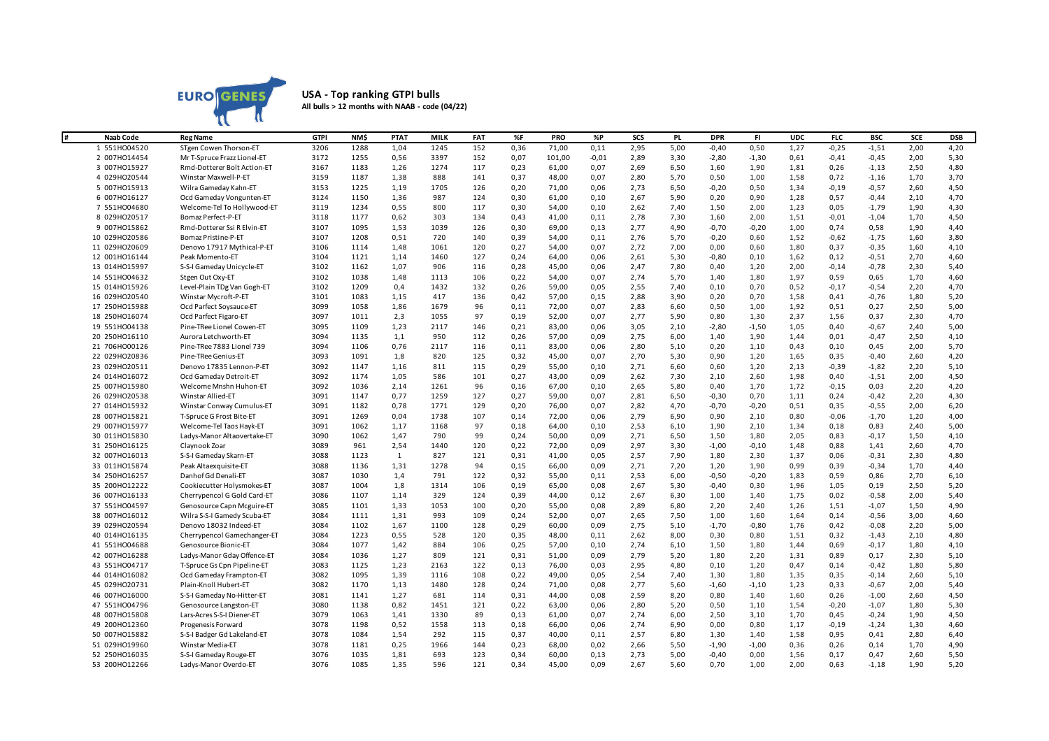EURO GENES

# USA - Top ranking GTPI bulls

**All bulls > 12 months with NAAB - code (04/22)**

| # | Naab Code | Reg Name | GTPI | NM$ | PTAT | MILK | FAT | %F | PRO | %P | SCS | PL | DPR | FI | UDC | FLC | BSC | SCE | DSB |
|---|---|---|---|---|---|---|---|---|---|---|---|---|---|---|---|---|---|---|---|
| 1 | 551HO04520 | STgen Cowen Thorson-ET | 3206 | 1288 | 1,04 | 1245 | 152 | 0,36 | 71,00 | 0,11 | 2,95 | 5,00 | -0,40 | 0,50 | 1,27 | -0,25 | -1,51 | 2,00 | 4,20 |
| 2 | 007HO14454 | Mr T-Spruce Frazz Lionel-ET | 3172 | 1255 | 0,56 | 3397 | 152 | 0,07 | 101,00 | -0,01 | 2,89 | 3,30 | -2,80 | -1,30 | 0,61 | -0,41 | -0,45 | 2,00 | 5,30 |
| 3 | 007HO15927 | Rmd-Dotterer Bolt Action-ET | 3167 | 1183 | 1,26 | 1274 | 117 | 0,23 | 61,00 | 0,07 | 2,69 | 6,50 | 1,60 | 1,90 | 1,81 | 0,26 | -1,13 | 2,50 | 4,80 |
| 4 | 029HO20544 | Winstar Maxwell-P-ET | 3159 | 1187 | 1,38 | 888 | 141 | 0,37 | 48,00 | 0,07 | 2,80 | 5,70 | 0,50 | 1,00 | 1,58 | 0,72 | -1,16 | 1,70 | 3,70 |
| 5 | 007HO15913 | Wilra Gameday Kahn-ET | 3153 | 1225 | 1,19 | 1705 | 126 | 0,20 | 71,00 | 0,06 | 2,73 | 6,50 | -0,20 | 0,50 | 1,34 | -0,19 | -0,57 | 2,60 | 4,50 |
| 6 | 007HO16127 | Ocd Gameday Vonginten-ET | 3124 | 1150 | 1,36 | 987 | 124 | 0,30 | 61,00 | 0,10 | 2,67 | 5,90 | 0,20 | 0,90 | 1,28 | 0,57 | -0,44 | 2,10 | 4,70 |
| 7 | 551HO04680 | Welcome-Tel To Hollywood-ET | 3119 | 1234 | 0,55 | 800 | 117 | 0,30 | 54,00 | 0,10 | 2,62 | 7,40 | 1,50 | 2,00 | 1,23 | 0,05 | -1,79 | 1,90 | 4,30 |
| 8 | 029HO20517 | Bomaz Perfect-P-ET | 3118 | 1177 | 0,62 | 303 | 134 | 0,43 | 41,00 | 0,11 | 2,78 | 7,30 | 1,60 | 2,00 | 1,51 | -0,01 | -1,04 | 1,70 | 4,50 |
| 9 | 007HO15862 | Rmd-Dotterer Ssi R Elvin-ET | 3107 | 1095 | 1,53 | 1039 | 126 | 0,30 | 69,00 | 0,13 | 2,77 | 4,90 | -0,70 | -0,20 | 1,00 | 0,74 | 0,58 | 1,90 | 4,40 |
| 10 | 029HO20586 | Bomaz Pristine-P-ET | 3107 | 1208 | 0,51 | 720 | 140 | 0,39 | 54,00 | 0,11 | 2,76 | 5,70 | -0,20 | 0,60 | 1,52 | -0,62 | -1,75 | 1,60 | 3,80 |
| 11 | 029HO20609 | Denovo 17917 Mythical-P-ET | 3106 | 1114 | 1,48 | 1061 | 120 | 0,27 | 54,00 | 0,07 | 2,72 | 7,00 | 0,00 | 0,60 | 1,80 | 0,37 | -0,35 | 1,60 | 4,10 |
| 12 | 001HO16144 | Peak Momento-ET | 3104 | 1121 | 1,14 | 1460 | 127 | 0,24 | 64,00 | 0,06 | 2,61 | 5,30 | -0,80 | 0,10 | 1,62 | 0,12 | -0,51 | 2,70 | 4,60 |
| 13 | 014HO15997 | S-S-I Gameday Unicycle-ET | 3102 | 1162 | 1,07 | 906 | 116 | 0,28 | 45,00 | 0,06 | 2,47 | 7,80 | 0,40 | 1,20 | 2,00 | -0,14 | -0,78 | 2,30 | 5,40 |
| 14 | 551HO04632 | Stgen Out Oxy-ET | 3102 | 1038 | 1,48 | 1113 | 106 | 0,22 | 54,00 | 0,07 | 2,74 | 5,70 | 1,40 | 1,80 | 1,97 | 0,59 | 0,65 | 1,70 | 4,60 |
| 15 | 014HO15926 | Level-Plain TDg Van Gogh-ET | 3102 | 1209 | 0,4 | 1432 | 132 | 0,26 | 59,00 | 0,05 | 2,55 | 7,40 | 0,10 | 0,70 | 0,52 | -0,17 | -0,54 | 2,20 | 4,70 |
| 16 | 029HO20540 | Winstar Mycroft-P-ET | 3101 | 1083 | 1,15 | 417 | 136 | 0,42 | 57,00 | 0,15 | 2,88 | 3,90 | 0,20 | 0,70 | 1,58 | 0,41 | -0,76 | 1,80 | 5,20 |
| 17 | 250HO15988 | Ocd Parfect Soysauce-ET | 3099 | 1058 | 1,86 | 1679 | 96 | 0,11 | 72,00 | 0,07 | 2,83 | 6,60 | 0,50 | 1,00 | 1,92 | 0,51 | 0,27 | 2,50 | 5,00 |
| 18 | 250HO16074 | Ocd Parfect Figaro-ET | 3097 | 1011 | 2,3 | 1055 | 97 | 0,19 | 52,00 | 0,07 | 2,77 | 5,90 | 0,80 | 1,30 | 2,37 | 1,56 | 0,37 | 2,30 | 4,70 |
| 19 | 551HO04138 | Pine-TRee Lionel Cowen-ET | 3095 | 1109 | 1,23 | 2117 | 146 | 0,21 | 83,00 | 0,06 | 3,05 | 2,10 | -2,80 | -1,50 | 1,05 | 0,40 | -0,67 | 2,40 | 5,00 |
| 20 | 250HO16110 | Aurora Letchworth-ET | 3094 | 1135 | 1,1 | 950 | 112 | 0,26 | 57,00 | 0,09 | 2,75 | 6,00 | 1,40 | 1,90 | 1,44 | 0,01 | -0,47 | 2,50 | 4,10 |
| 21 | 706HO00126 | Pine-TRee 7883 Lionel 739 | 3094 | 1106 | 0,76 | 2117 | 116 | 0,11 | 83,00 | 0,06 | 2,80 | 5,10 | 0,20 | 1,10 | 0,43 | 0,10 | 0,45 | 2,00 | 5,70 |
| 22 | 029HO20836 | Pine-TRee Genius-ET | 3093 | 1091 | 1,8 | 820 | 125 | 0,32 | 45,00 | 0,07 | 2,70 | 5,30 | 0,90 | 1,20 | 1,65 | 0,35 | -0,40 | 2,60 | 4,20 |
| 23 | 029HO20511 | Denovo 17835 Lennon-P-ET | 3092 | 1147 | 1,16 | 811 | 115 | 0,29 | 55,00 | 0,10 | 2,71 | 6,60 | 0,60 | 1,20 | 2,13 | -0,39 | -1,82 | 2,20 | 5,10 |
| 24 | 014HO16072 | Ocd Gameday Detroit-ET | 3092 | 1174 | 1,05 | 586 | 101 | 0,27 | 43,00 | 0,09 | 2,62 | 7,30 | 2,10 | 2,60 | 1,98 | 0,40 | -1,51 | 2,00 | 4,50 |
| 25 | 007HO15980 | Welcome Mnshn Huhon-ET | 3092 | 1036 | 2,14 | 1261 | 96 | 0,16 | 67,00 | 0,10 | 2,65 | 5,80 | 0,40 | 1,70 | 1,72 | -0,15 | 0,03 | 2,20 | 4,20 |
| 26 | 029HO20538 | Winstar Allied-ET | 3091 | 1147 | 0,77 | 1259 | 127 | 0,27 | 59,00 | 0,07 | 2,81 | 6,50 | -0,30 | 0,70 | 1,11 | 0,24 | -0,42 | 2,20 | 4,30 |
| 27 | 014HO15932 | Winstar Conway Cumulus-ET | 3091 | 1182 | 0,78 | 1771 | 129 | 0,20 | 76,00 | 0,07 | 2,82 | 4,70 | -0,70 | -0,20 | 0,51 | 0,35 | -0,55 | 2,00 | 6,20 |
| 28 | 007HO15821 | T-Spruce G Frost Bite-ET | 3091 | 1269 | 0,04 | 1738 | 107 | 0,14 | 72,00 | 0,06 | 2,79 | 6,90 | 0,90 | 2,10 | 0,80 | -0,06 | -1,70 | 1,20 | 4,00 |
| 29 | 007HO15977 | Welcome-Tel Taos Hayk-ET | 3091 | 1062 | 1,17 | 1168 | 97 | 0,18 | 64,00 | 0,10 | 2,53 | 6,10 | 1,90 | 2,10 | 1,34 | 0,18 | 0,83 | 2,40 | 5,00 |
| 30 | 011HO15830 | Ladys-Manor Altaovertake-ET | 3090 | 1062 | 1,47 | 790 | 99 | 0,24 | 50,00 | 0,09 | 2,71 | 6,50 | 1,50 | 1,80 | 2,05 | 0,83 | -0,17 | 1,50 | 4,10 |
| 31 | 250HO16125 | Claynook Zoar | 3089 | 961 | 2,54 | 1440 | 120 | 0,22 | 72,00 | 0,09 | 2,97 | 3,30 | -1,00 | -0,10 | 1,48 | 0,88 | 1,41 | 2,60 | 4,70 |
| 32 | 007HO16013 | S-S-I Gameday Skarn-ET | 3088 | 1123 | 1 | 827 | 121 | 0,31 | 41,00 | 0,05 | 2,57 | 7,90 | 1,80 | 2,30 | 1,37 | 0,06 | -0,31 | 2,30 | 4,80 |
| 33 | 011HO15874 | Peak Altaexquisite-ET | 3088 | 1136 | 1,31 | 1278 | 94 | 0,15 | 66,00 | 0,09 | 2,71 | 7,20 | 1,20 | 1,90 | 0,99 | 0,39 | -0,34 | 1,70 | 4,40 |
| 34 | 250HO16257 | Danhof Gd Denali-ET | 3087 | 1030 | 1,4 | 791 | 122 | 0,32 | 55,00 | 0,11 | 2,53 | 6,00 | -0,50 | -0,20 | 1,83 | 0,59 | 0,86 | 2,70 | 6,10 |
| 35 | 200HO12222 | Cookiecutter Holysmokes-ET | 3087 | 1004 | 1,8 | 1314 | 106 | 0,19 | 65,00 | 0,08 | 2,67 | 5,30 | -0,40 | 0,30 | 1,96 | 1,05 | 0,19 | 2,50 | 5,20 |
| 36 | 007HO16133 | Cherrypencol G Gold Card-ET | 3086 | 1107 | 1,14 | 329 | 124 | 0,39 | 44,00 | 0,12 | 2,67 | 6,30 | 1,00 | 1,40 | 1,75 | 0,02 | -0,58 | 2,00 | 5,40 |
| 37 | 551HO04597 | Genosource Capn Mcguire-ET | 3085 | 1101 | 1,33 | 1053 | 100 | 0,20 | 55,00 | 0,08 | 2,89 | 6,80 | 2,20 | 2,40 | 1,26 | 1,51 | -1,07 | 1,50 | 4,90 |
| 38 | 007HO16012 | Wilra S-S-I Gamedy Scuba-ET | 3084 | 1111 | 1,31 | 993 | 109 | 0,24 | 52,00 | 0,07 | 2,65 | 7,50 | 1,00 | 1,60 | 1,64 | 0,14 | -0,56 | 3,00 | 4,60 |
| 39 | 029HO20594 | Denovo 18032 Indeed-ET | 3084 | 1102 | 1,67 | 1100 | 128 | 0,29 | 60,00 | 0,09 | 2,75 | 5,10 | -1,70 | -0,80 | 1,76 | 0,42 | -0,08 | 2,20 | 5,00 |
| 40 | 014HO16135 | Cherrypencol Gamechanger-ET | 3084 | 1223 | 0,55 | 528 | 120 | 0,35 | 48,00 | 0,11 | 2,62 | 8,00 | 0,30 | 0,80 | 1,51 | 0,32 | -1,43 | 2,10 | 4,80 |
| 41 | 551HO04688 | Genosource Bionic-ET | 3084 | 1077 | 1,42 | 884 | 106 | 0,25 | 57,00 | 0,10 | 2,74 | 6,10 | 1,50 | 1,80 | 1,44 | 0,69 | -0,17 | 1,80 | 4,10 |
| 42 | 007HO16288 | Ladys-Manor Gday Offence-ET | 3084 | 1036 | 1,27 | 809 | 121 | 0,31 | 51,00 | 0,09 | 2,79 | 5,20 | 1,80 | 2,20 | 1,31 | 0,89 | 0,17 | 2,30 | 5,10 |
| 43 | 551HO04717 | T-Spruce Gs Cpn Pipeline-ET | 3083 | 1125 | 1,23 | 2163 | 122 | 0,13 | 76,00 | 0,03 | 2,95 | 4,80 | 0,10 | 1,20 | 0,47 | 0,14 | -0,42 | 1,80 | 5,80 |
| 44 | 014HO16082 | Ocd Gameday Frampton-ET | 3082 | 1095 | 1,39 | 1116 | 108 | 0,22 | 49,00 | 0,05 | 2,54 | 7,40 | 1,30 | 1,80 | 1,35 | 0,35 | -0,14 | 2,60 | 5,10 |
| 45 | 029HO20731 | Plain-Knoll Hubert-ET | 3082 | 1170 | 1,13 | 1480 | 128 | 0,24 | 71,00 | 0,08 | 2,77 | 5,60 | -1,60 | -1,10 | 1,23 | 0,33 | -0,67 | 2,00 | 5,40 |
| 46 | 007HO16000 | S-S-I Gameday No-Hitter-ET | 3081 | 1141 | 1,27 | 681 | 114 | 0,31 | 44,00 | 0,08 | 2,59 | 8,20 | 0,80 | 1,40 | 1,60 | 0,26 | -1,00 | 2,60 | 4,50 |
| 47 | 551HO04796 | Genosource Langston-ET | 3080 | 1138 | 0,82 | 1451 | 121 | 0,22 | 63,00 | 0,06 | 2,80 | 5,20 | 0,50 | 1,10 | 1,54 | -0,20 | -1,07 | 1,80 | 5,30 |
| 48 | 007HO15808 | Lars-Acres S-S-I Diener-ET | 3079 | 1063 | 1,41 | 1330 | 89 | 0,13 | 61,00 | 0,07 | 2,74 | 6,00 | 2,50 | 3,10 | 1,70 | 0,45 | -0,24 | 1,90 | 4,50 |
| 49 | 200HO12360 | Progenesis Forward | 3078 | 1198 | 0,52 | 1558 | 113 | 0,18 | 66,00 | 0,06 | 2,74 | 6,90 | 0,00 | 0,80 | 1,17 | -0,19 | -1,24 | 1,30 | 4,60 |
| 50 | 007HO15882 | S-S-I Badger Gd Lakeland-ET | 3078 | 1084 | 1,54 | 292 | 115 | 0,37 | 40,00 | 0,11 | 2,57 | 6,80 | 1,30 | 1,40 | 1,58 | 0,95 | 0,41 | 2,80 | 6,40 |
| 51 | 029HO19960 | Winstar Media-ET | 3078 | 1181 | 0,25 | 1966 | 144 | 0,23 | 68,00 | 0,02 | 2,66 | 5,50 | -1,90 | -1,00 | 0,36 | 0,26 | 0,14 | 1,70 | 4,90 |
| 52 | 250HO16035 | S-S-I Gameday Rouge-ET | 3076 | 1035 | 1,81 | 693 | 123 | 0,34 | 60,00 | 0,13 | 2,73 | 5,00 | -0,40 | 0,00 | 1,56 | 0,17 | 0,47 | 2,60 | 5,50 |
| 53 | 200HO12266 | Ladys-Manor Overdo-ET | 3076 | 1085 | 1,35 | 596 | 121 | 0,34 | 45,00 | 0,09 | 2,67 | 5,60 | 0,70 | 1,00 | 2,00 | 0,63 | -1,18 | 1,90 | 5,20 |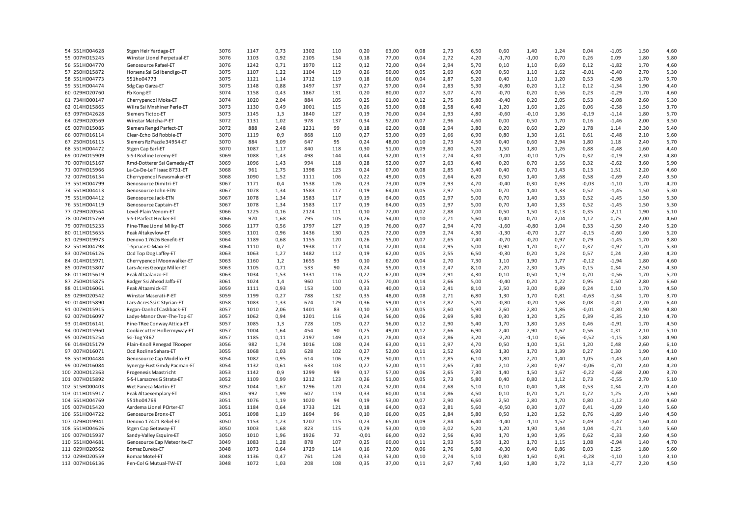| | | | | | | | | | | | | | | | | | | | | |
|---|---|---|---|---|---|---|---|---|---|---|---|---|---|---|---|---|---|---|---|---|
| 54 | 551HO04628 | Stgen Heir Yardage-ET | 3076 | 1147 | 0,73 | 1302 | 110 | 0,20 | 63,00 | 0,08 | 2,73 | 6,50 | 0,60 | 1,40 | 1,24 | 0,04 | -1,05 | 1,50 | 4,60 |
| 55 | 007HO15245 | Winstar Lionel Perpetual-ET | 3076 | 1103 | 0,92 | 2105 | 134 | 0,18 | 77,00 | 0,04 | 2,72 | 4,20 | -1,70 | -1,00 | 0,70 | 0,26 | 0,09 | 1,80 | 5,80 |
| 56 | 551HO04770 | Genosource Rafael-ET | 3076 | 1242 | 0,71 | 1970 | 112 | 0,12 | 72,00 | 0,04 | 2,94 | 5,70 | 0,10 | 1,10 | 0,69 | 0,12 | -1,82 | 1,70 | 4,60 |
| 57 | 250HO15872 | Horsens Ssi Gd Ibendigo-ET | 3075 | 1107 | 1,22 | 1104 | 119 | 0,26 | 50,00 | 0,05 | 2,69 | 6,90 | 0,50 | 1,10 | 1,62 | -0,01 | -0,40 | 2,70 | 5,30 |
| 58 | 551HO04773 | 551ho04773 | 3075 | 1121 | 1,14 | 1712 | 119 | 0,18 | 66,00 | 0,04 | 2,87 | 5,20 | 0,40 | 1,10 | 1,20 | 0,53 | -0,98 | 1,70 | 5,70 |
| 59 | 551HO04474 | Sdg Cap Garza-ET | 3075 | 1148 | 0,88 | 1497 | 137 | 0,27 | 57,00 | 0,04 | 2,83 | 5,30 | -0,80 | 0,20 | 1,12 | 0,12 | -1,34 | 1,90 | 4,40 |
| 60 | 029HO20760 | Fb Kong-ET | 3074 | 1158 | 0,43 | 1867 | 131 | 0,20 | 80,00 | 0,07 | 3,07 | 4,70 | -0,70 | 0,20 | 0,56 | 0,23 | -0,29 | 1,70 | 4,60 |
| 61 | 734HO00147 | Cherrypencol Moka-ET | 3074 | 1020 | 2,04 | 884 | 105 | 0,25 | 61,00 | 0,12 | 2,75 | 5,80 | -0,40 | 0,20 | 2,05 | 0,53 | -0,08 | 2,60 | 5,30 |
| 62 | 014HO15865 | Wilra Ssi Mnshiner Perle-ET | 3073 | 1130 | 0,49 | 1001 | 115 | 0,26 | 53,00 | 0,08 | 2,58 | 6,40 | 1,20 | 1,60 | 1,26 | 0,06 | -0,58 | 1,50 | 3,70 |
| 63 | 097HO42628 | Siemers Tictoc-ET | 3073 | 1145 | 1,3 | 1840 | 127 | 0,19 | 70,00 | 0,04 | 2,93 | 4,80 | -0,60 | -0,10 | 1,36 | -0,19 | -1,14 | 1,80 | 5,70 |
| 64 | 029HO20569 | Winstar Matcha-P-ET | 3072 | 1131 | 1,02 | 978 | 137 | 0,34 | 52,00 | 0,07 | 2,96 | 4,60 | 0,00 | 0,50 | 1,70 | 0,16 | -1,46 | 2,00 | 3,50 |
| 65 | 007HO15085 | Siemers Rengd Parfect-ET | 3072 | 888 | 2,48 | 1231 | 99 | 0,18 | 62,00 | 0,08 | 2,94 | 3,80 | 0,20 | 0,60 | 2,29 | 1,78 | 1,14 | 2,30 | 5,40 |
| 66 | 007HO16114 | Clear-Echo Gd Robbie-ET | 3070 | 1119 | 0,9 | 868 | 110 | 0,27 | 53,00 | 0,09 | 2,66 | 6,90 | 0,80 | 1,30 | 1,61 | 0,61 | -0,48 | 2,10 | 5,60 |
| 67 | 250HO16115 | Siemers Rz Pazzle 34954-ET | 3070 | 884 | 3,09 | 647 | 95 | 0,24 | 48,00 | 0,10 | 2,73 | 4,50 | 0,40 | 0,60 | 2,94 | 1,80 | 1,18 | 2,40 | 5,70 |
| 68 | 551HO04472 | Stgen Cap Earl-ET | 3070 | 1087 | 1,17 | 840 | 118 | 0,30 | 51,00 | 0,09 | 2,80 | 5,20 | 1,50 | 1,80 | 1,26 | 0,88 | -0,48 | 1,60 | 4,40 |
| 69 | 007HO15909 | S-S-I Rozline Jeremy-ET | 3069 | 1088 | 1,43 | 498 | 144 | 0,44 | 52,00 | 0,13 | 2,74 | 4,30 | -1,00 | -0,10 | 1,05 | 0,32 | -0,19 | 2,30 | 4,80 |
| 70 | 007HO15167 | Rmd-Dotterer Ssi Gameday-ET | 3069 | 1096 | 1,43 | 994 | 118 | 0,28 | 52,00 | 0,07 | 2,63 | 6,40 | 0,20 | 0,70 | 1,56 | 0,32 | -0,62 | 3,60 | 5,90 |
| 71 | 007HO15966 | La-Ca-De-Le T Isaac 8731-ET | 3068 | 961 | 1,75 | 1398 | 123 | 0,24 | 67,00 | 0,08 | 2,85 | 3,40 | 0,40 | 0,70 | 1,43 | 0,13 | 1,51 | 2,20 | 4,60 |
| 72 | 007HO16134 | Cherrypencol Newsmaker-ET | 3068 | 1090 | 1,52 | 1111 | 106 | 0,22 | 49,00 | 0,05 | 2,64 | 6,20 | 0,50 | 1,40 | 1,68 | 0,58 | -0,69 | 2,40 | 3,50 |
| 73 | 551HO04799 | Genosource Dimitri-ET | 3067 | 1171 | 0,4 | 1538 | 126 | 0,23 | 73,00 | 0,09 | 2,93 | 4,70 | -0,40 | 0,30 | 0,93 | -0,03 | -1,10 | 1,70 | 4,20 |
| 74 | 551HO04413 | Genosource John-ETN | 3067 | 1078 | 1,34 | 1583 | 117 | 0,19 | 64,00 | 0,05 | 2,97 | 5,00 | 0,70 | 1,40 | 1,33 | 0,52 | -1,45 | 1,50 | 5,30 |
| 75 | 551HO04412 | Genosource Jack-ETN | 3067 | 1078 | 1,34 | 1583 | 117 | 0,19 | 64,00 | 0,05 | 2,97 | 5,00 | 0,70 | 1,40 | 1,33 | 0,52 | -1,45 | 1,50 | 5,30 |
| 76 | 551HO04119 | Genosource Captain-ET | 3067 | 1078 | 1,34 | 1583 | 117 | 0,19 | 64,00 | 0,05 | 2,97 | 5,00 | 0,70 | 1,40 | 1,33 | 0,52 | -1,45 | 1,50 | 5,30 |
| 77 | 029HO20564 | Level-Plain Venom-ET | 3066 | 1225 | 0,16 | 2124 | 111 | 0,10 | 72,00 | 0,02 | 2,88 | 7,00 | 0,50 | 1,50 | 0,13 | 0,35 | -2,11 | 1,90 | 5,10 |
| 78 | 007HO15769 | S-S-I Parfect Hecker-ET | 3066 | 970 | 1,68 | 795 | 105 | 0,26 | 54,00 | 0,10 | 2,71 | 5,60 | 0,40 | 0,70 | 2,04 | 1,12 | 0,75 | 2,00 | 4,60 |
| 79 | 007HO15233 | Pine-TRee Lionel Milky-ET | 3066 | 1177 | 0,56 | 1797 | 127 | 0,19 | 76,00 | 0,07 | 2,94 | 4,70 | -1,60 | -0,80 | 1,04 | 0,33 | -1,50 | 2,40 | 5,20 |
| 80 | 011HO15655 | Peak Altakevlow-ET | 3065 | 1101 | 0,96 | 1436 | 130 | 0,25 | 72,00 | 0,09 | 2,74 | 4,30 | -1,30 | -0,70 | 1,27 | -0,15 | -0,60 | 1,60 | 5,20 |
| 81 | 029HO19973 | Denovo 17626 Benefit-ET | 3064 | 1189 | 0,68 | 1155 | 120 | 0,26 | 55,00 | 0,07 | 2,65 | 7,40 | -0,70 | -0,20 | 0,97 | 0,79 | -1,45 | 1,70 | 3,80 |
| 82 | 551HO04798 | T-Spruce C-Maxx-ET | 3064 | 1110 | 0,7 | 1938 | 117 | 0,14 | 72,00 | 0,04 | 2,95 | 5,00 | 0,90 | 1,70 | 0,77 | 0,37 | -0,97 | 1,70 | 5,30 |
| 83 | 007HO16126 | Ocd Top Dog Laffey-ET | 3063 | 1063 | 1,27 | 1482 | 112 | 0,19 | 62,00 | 0,05 | 2,55 | 6,50 | -0,30 | 0,20 | 1,23 | 0,57 | 0,24 | 2,30 | 4,20 |
| 84 | 014HO15971 | Cherrypencol Moonwalker-ET | 3063 | 1160 | 1,2 | 1655 | 93 | 0,10 | 62,00 | 0,04 | 2,70 | 7,30 | 1,10 | 1,90 | 1,77 | -0,12 | -1,94 | 1,80 | 4,60 |
| 85 | 007HO15807 | Lars-Acres George Miller-ET | 3063 | 1105 | 0,71 | 533 | 90 | 0,24 | 55,00 | 0,13 | 2,47 | 8,10 | 2,20 | 2,30 | 1,45 | 0,15 | 0,34 | 2,50 | 4,30 |
| 86 | 011HO15619 | Peak Altaalanzo-ET | 3063 | 1034 | 1,53 | 1331 | 116 | 0,22 | 67,00 | 0,09 | 2,91 | 4,30 | 0,10 | 0,50 | 1,19 | 0,70 | -0,56 | 1,70 | 5,20 |
| 87 | 250HO15875 | Badger Ssi Ahead Jaffa-ET | 3061 | 1024 | 1,4 | 960 | 110 | 0,25 | 70,00 | 0,14 | 2,66 | 5,00 | -0,40 | 0,20 | 1,22 | 0,95 | 0,50 | 2,80 | 6,60 |
| 88 | 011HO16061 | Peak Altaamick-ET | 3059 | 1111 | 0,93 | 153 | 100 | 0,33 | 40,00 | 0,13 | 2,41 | 8,10 | 2,50 | 3,00 | 0,89 | 0,24 | 0,10 | 1,70 | 4,50 |
| 89 | 029HO20542 | Winstar Maserati-P-ET | 3059 | 1199 | 0,27 | 788 | 132 | 0,35 | 48,00 | 0,08 | 2,71 | 6,80 | 1,30 | 1,70 | 0,81 | -0,63 | -1,34 | 1,70 | 3,70 |
| 90 | 014HO15890 | Lars-Acres Ssi C Styrian-ET | 3058 | 1083 | 1,33 | 674 | 129 | 0,36 | 59,00 | 0,13 | 2,82 | 5,20 | -0,80 | -0,20 | 1,68 | 0,08 | -0,41 | 2,70 | 6,40 |
| 91 | 007HO15915 | Regan-Danhof Cashback-ET | 3057 | 1010 | 2,06 | 1401 | 83 | 0,10 | 57,00 | 0,05 | 2,60 | 5,90 | 2,60 | 2,80 | 1,86 | -0,01 | -0,80 | 1,90 | 4,80 |
| 92 | 007HO16097 | Ladys-Manor Over-The-Top-ET | 3057 | 1062 | 0,94 | 1201 | 116 | 0,24 | 56,00 | 0,06 | 2,69 | 5,80 | 0,30 | 1,20 | 1,25 | 0,39 | -0,35 | 2,10 | 4,70 |
| 93 | 014HO16141 | Pine-TRee Conway Attica-ET | 3057 | 1085 | 1,3 | 728 | 105 | 0,27 | 56,00 | 0,12 | 2,90 | 5,40 | 1,70 | 1,80 | 1,63 | 0,46 | -0,91 | 1,70 | 4,50 |
| 94 | 007HO15960 | Cookiecutter Hollermyway-ET | 3057 | 1004 | 1,64 | 454 | 90 | 0,25 | 49,00 | 0,12 | 2,66 | 6,90 | 2,40 | 2,90 | 1,62 | 0,56 | 0,31 | 2,10 | 5,10 |
| 95 | 007HO15254 | Ssi-Tog Y367 | 3057 | 1185 | 0,11 | 2197 | 149 | 0,21 | 78,00 | 0,03 | 2,86 | 3,20 | -2,20 | -1,10 | 0,56 | -0,52 | -1,15 | 1,80 | 4,90 |
| 96 | 014HO15179 | Plain-Knoll Renegad TRooper | 3056 | 982 | 1,74 | 1016 | 108 | 0,24 | 63,00 | 0,11 | 2,97 | 4,70 | 0,50 | 1,00 | 1,51 | 1,20 | 0,48 | 2,60 | 6,10 |
| 97 | 007HO16071 | Ocd Rozline Sahara-ET | 3055 | 1068 | 1,03 | 628 | 102 | 0,27 | 52,00 | 0,11 | 2,52 | 6,90 | 1,30 | 1,70 | 1,39 | 0,27 | 0,30 | 1,90 | 4,10 |
| 98 | 551HO04484 | Genosource Cap Modello-ET | 3054 | 1082 | 0,95 | 614 | 106 | 0,29 | 50,00 | 0,11 | 2,85 | 6,10 | 1,80 | 2,20 | 1,40 | 1,05 | -1,43 | 1,40 | 4,60 |
| 99 | 007HO16084 | Synergy-Fust Gmdy Pacman-ET | 3054 | 1132 | 0,61 | 633 | 103 | 0,27 | 52,00 | 0,11 | 2,65 | 7,40 | 2,10 | 2,80 | 0,97 | -0,06 | -0,70 | 2,40 | 4,20 |
| 100 | 200HO12363 | Progenesis Maastricht | 3053 | 1142 | 0,9 | 1299 | 99 | 0,17 | 57,00 | 0,06 | 2,65 | 7,30 | 1,40 | 1,50 | 1,67 | -0,22 | -0,68 | 2,00 | 3,70 |
| 101 | 007HO15892 | S-S-I Larsacres G Strata-ET | 3052 | 1109 | 0,99 | 1212 | 123 | 0,26 | 51,00 | 0,05 | 2,73 | 5,80 | 0,40 | 0,80 | 1,12 | 0,73 | -0,55 | 2,70 | 5,10 |
| 102 | 515HO00403 | Wet Faneca Martin-ET | 3052 | 1044 | 1,67 | 1296 | 120 | 0,24 | 52,00 | 0,04 | 2,68 | 5,10 | 0,10 | 0,40 | 1,48 | 0,53 | 0,34 | 2,70 | 4,40 |
| 103 | 011HO15917 | Peak Altaexemplary-ET | 3051 | 992 | 1,99 | 607 | 119 | 0,33 | 60,00 | 0,14 | 2,86 | 4,50 | 0,10 | 0,70 | 1,21 | 0,72 | 1,25 | 2,70 | 5,60 |
| 104 | 551HO04769 | 551ho04769 | 3051 | 1076 | 1,19 | 1020 | 94 | 0,19 | 53,00 | 0,07 | 2,90 | 6,60 | 2,50 | 2,80 | 1,70 | 0,80 | -1,12 | 1,40 | 4,60 |
| 105 | 007HO15420 | Aardema Lionel POrter-ET | 3051 | 1184 | 0,64 | 1733 | 121 | 0,18 | 64,00 | 0,03 | 2,81 | 5,60 | -0,50 | 0,30 | 1,07 | 0,41 | -1,09 | 1,40 | 5,60 |
| 106 | 551HO04722 | Genosource Bronx-ET | 3051 | 1098 | 1,19 | 1694 | 96 | 0,10 | 66,00 | 0,05 | 2,84 | 5,80 | 0,50 | 1,20 | 1,52 | 0,76 | -1,89 | 1,40 | 4,50 |
| 107 | 029HO19941 | Denovo 17421 Rebel-ET | 3050 | 1153 | 1,23 | 1207 | 115 | 0,23 | 65,00 | 0,09 | 2,84 | 6,40 | -1,40 | -1,10 | 1,52 | 0,49 | -1,47 | 1,60 | 4,40 |
| 108 | 551HO04626 | Stgen Cap Getaway-ET | 3050 | 1003 | 1,68 | 823 | 115 | 0,29 | 53,00 | 0,10 | 3,02 | 5,20 | 1,20 | 1,90 | 1,44 | 1,04 | -0,71 | 1,40 | 5,60 |
| 109 | 007HO15937 | Sandy-Valley Esquire-ET | 3050 | 1010 | 1,96 | 1926 | 72 | -0,01 | 66,00 | 0,02 | 2,56 | 6,90 | 1,70 | 1,90 | 1,95 | 0,62 | -0,33 | 2,60 | 4,50 |
| 110 | 551HO04681 | Genosource Cap Meteorite-ET | 3049 | 1083 | 1,28 | 878 | 107 | 0,25 | 60,00 | 0,11 | 2,93 | 5,50 | 1,20 | 1,70 | 1,15 | 1,08 | -0,94 | 1,40 | 4,70 |
| 111 | 029HO20562 | Bomaz Eureka-ET | 3048 | 1073 | 0,64 | 1729 | 114 | 0,16 | 73,00 | 0,06 | 2,76 | 5,80 | -0,30 | 0,40 | 0,86 | 0,03 | 0,25 | 1,80 | 5,60 |
| 112 | 029HO20559 | Bomaz Motel-ET | 3048 | 1136 | 0,47 | 761 | 124 | 0,33 | 53,00 | 0,10 | 2,74 | 5,10 | 0,80 | 1,60 | 0,91 | -0,28 | -1,10 | 1,40 | 3,10 |
| 113 | 007HO16136 | Pen-Col G Mutual-TW-ET | 3048 | 1072 | 1,03 | 208 | 108 | 0,35 | 37,00 | 0,11 | 2,67 | 7,40 | 1,60 | 1,80 | 1,72 | 1,13 | -0,77 | 2,20 | 4,50 |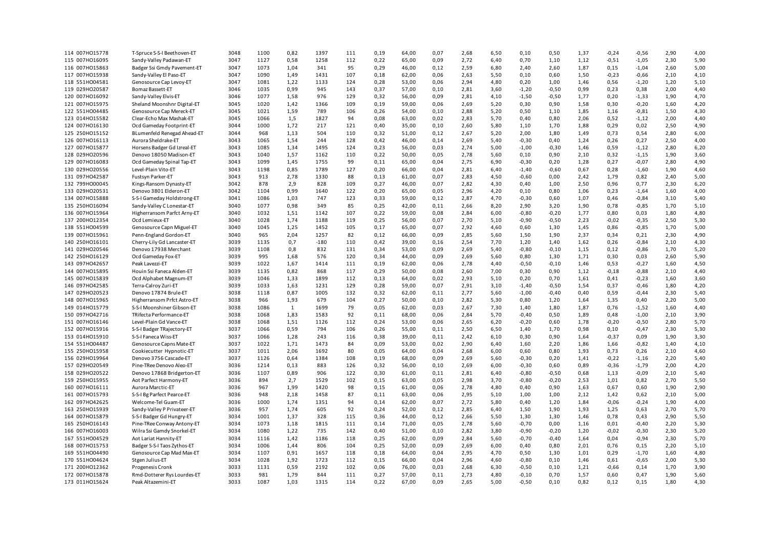| | | | | | | | | | | | | | | | | | | | |
|---|---|---|---|---|---|---|---|---|---|---|---|---|---|---|---|---|---|---|---|
| 114 | 007HO15778 | T-Spruce S-S-I Beethoven-ET | 3048 | 1100 | 0,82 | 1397 | 111 | 0,19 | 64,00 | 0,07 | 2,68 | 6,50 | 0,10 | 0,50 | 1,37 | -0,24 | -0,56 | 2,90 | 4,00 |
| 115 | 007HO16095 | Sandy-Valley Padawan-ET | 3047 | 1127 | 0,58 | 1258 | 112 | 0,22 | 65,00 | 0,09 | 2,72 | 6,40 | 0,70 | 1,10 | 1,12 | -0,51 | -1,05 | 2,30 | 5,90 |
| 116 | 007HO15863 | Badger Ssi Gmdy Pavement-ET | 3047 | 1073 | 1,04 | 341 | 95 | 0,29 | 46,00 | 0,12 | 2,59 | 6,80 | 2,40 | 2,60 | 1,87 | 0,15 | -1,04 | 2,60 | 5,00 |
| 117 | 007HO15938 | Sandy-Valley El Paso-ET | 3047 | 1090 | 1,49 | 1431 | 107 | 0,18 | 62,00 | 0,06 | 2,63 | 5,50 | 0,10 | 0,60 | 1,50 | -0,23 | -0,66 | 2,10 | 4,10 |
| 118 | 551HO04581 | Genosource Cap Levoy-ET | 3047 | 1081 | 1,22 | 1133 | 124 | 0,28 | 53,00 | 0,06 | 2,94 | 4,80 | 0,20 | 1,00 | 1,46 | 0,56 | -1,20 | 1,20 | 5,10 |
| 119 | 029HO20587 | Bomaz Bassett-ET | 3046 | 1035 | 0,99 | 945 | 143 | 0,37 | 57,00 | 0,10 | 2,81 | 3,60 | -1,20 | -0,50 | 0,99 | 0,23 | 0,38 | 2,00 | 4,40 |
| 120 | 007HO16092 | Sandy-Valley Elvis-ET | 3046 | 1077 | 1,58 | 976 | 129 | 0,32 | 56,00 | 0,09 | 2,81 | 4,10 | -1,50 | -0,50 | 1,77 | 0,20 | -1,33 | 1,90 | 4,70 |
| 121 | 007HO15975 | Sheland Moonshnr Digital-ET | 3045 | 1020 | 1,42 | 1366 | 109 | 0,19 | 59,00 | 0,06 | 2,69 | 5,20 | 0,30 | 0,90 | 1,58 | 0,30 | -0,20 | 1,60 | 4,20 |
| 122 | 551HO04485 | Genosource Cap Mereck-ET | 3045 | 1021 | 1,59 | 789 | 106 | 0,26 | 54,00 | 0,10 | 2,88 | 5,20 | 0,50 | 1,10 | 1,85 | 1,16 | -0,81 | 1,50 | 4,30 |
| 123 | 014HO15582 | Clear-Echo Max Mashak-ET | 3045 | 1066 | 1,5 | 1827 | 94 | 0,08 | 63,00 | 0,02 | 2,83 | 5,70 | 0,40 | 0,80 | 2,06 | 0,52 | -1,12 | 2,00 | 4,40 |
| 124 | 007HO16130 | Ocd Gameday Footprint-ET | 3044 | 1000 | 1,72 | 217 | 121 | 0,40 | 35,00 | 0,10 | 2,60 | 5,80 | 1,10 | 1,70 | 1,88 | 0,29 | 0,02 | 2,50 | 4,90 |
| 125 | 250HO15152 | BLumenfeld Renegad Ahead-ET | 3044 | 968 | 1,13 | 504 | 110 | 0,32 | 51,00 | 0,12 | 2,67 | 5,20 | 2,00 | 1,80 | 1,49 | 0,73 | 0,54 | 2,80 | 6,00 |
| 126 | 007HO16113 | Aurora Sheldrake-ET | 3043 | 1065 | 1,54 | 244 | 128 | 0,42 | 46,00 | 0,14 | 2,69 | 5,40 | -0,30 | 0,40 | 1,24 | 0,26 | 0,27 | 2,50 | 4,00 |
| 127 | 007HO15877 | Horsens Badger Gd Izreal-ET | 3043 | 1085 | 1,34 | 1495 | 124 | 0,23 | 56,00 | 0,03 | 2,74 | 5,00 | -1,00 | -0,30 | 1,46 | 0,59 | -1,12 | 2,80 | 6,20 |
| 128 | 029HO20596 | Denovo 18050 Madison-ET | 3043 | 1040 | 1,57 | 1162 | 110 | 0,22 | 50,00 | 0,05 | 2,78 | 5,60 | 0,10 | 0,90 | 2,10 | 0,32 | -1,15 | 1,90 | 3,60 |
| 129 | 007HO16083 | Ocd Gameday Spinal Tap-ET | 3043 | 1099 | 1,45 | 1755 | 99 | 0,11 | 65,00 | 0,04 | 2,75 | 6,90 | -0,30 | 0,20 | 1,28 | 0,27 | -0,07 | 2,80 | 4,90 |
| 130 | 029HO20556 | Level-Plain Vito-ET | 3043 | 1198 | 0,85 | 1789 | 127 | 0,20 | 66,00 | 0,04 | 2,81 | 6,40 | -1,40 | -0,60 | 0,67 | 0,28 | -1,60 | 1,90 | 4,60 |
| 131 | 097HO42587 | Fustsyn Parker-ET | 3043 | 913 | 2,78 | 1330 | 88 | 0,13 | 61,00 | 0,07 | 2,83 | 4,50 | -0,60 | 0,00 | 2,42 | 1,79 | 0,82 | 2,40 | 5,00 |
| 132 | 799HO00045 | Kings-Ransom Dynasty-ET | 3042 | 878 | 2,9 | 828 | 109 | 0,27 | 46,00 | 0,07 | 2,82 | 4,30 | 0,40 | 1,00 | 2,50 | 0,96 | 0,77 | 2,30 | 6,20 |
| 133 | 029HO20531 | Denovo 3801 Elderon-ET | 3042 | 1104 | 0,99 | 1640 | 122 | 0,20 | 65,00 | 0,05 | 2,96 | 4,20 | 0,10 | 0,80 | 1,06 | 0,23 | -1,64 | 1,60 | 4,00 |
| 134 | 007HO15888 | S-S-I Gameday Holdstrong-ET | 3041 | 1086 | 1,03 | 747 | 123 | 0,33 | 59,00 | 0,12 | 2,87 | 4,70 | -0,30 | 0,60 | 1,07 | 0,46 | -0,84 | 3,10 | 5,40 |
| 135 | 250HO16094 | Sandy-Valley C Lonestar-ET | 3040 | 1077 | 0,98 | 349 | 85 | 0,25 | 42,00 | 0,11 | 2,66 | 8,20 | 2,90 | 3,20 | 1,90 | 0,78 | -0,85 | 1,70 | 5,10 |
| 136 | 007HO15964 | Higherransom Parfct Arny-ET | 3040 | 1032 | 1,51 | 1142 | 107 | 0,22 | 59,00 | 0,08 | 2,84 | 6,00 | -0,80 | -0,20 | 1,77 | 0,80 | 0,03 | 1,80 | 4,80 |
| 137 | 200HO12354 | Ocd Lemieux-ET | 3040 | 1028 | 1,74 | 1188 | 119 | 0,25 | 56,00 | 0,07 | 2,70 | 5,10 | -0,90 | -0,50 | 2,23 | -0,02 | -0,35 | 2,50 | 5,30 |
| 138 | 551HO04599 | Genosource Capn Miguel-ET | 3040 | 1045 | 1,25 | 1452 | 105 | 0,17 | 65,00 | 0,07 | 2,92 | 4,60 | 0,60 | 1,30 | 1,45 | 0,86 | -0,85 | 1,70 | 5,00 |
| 139 | 007HO15961 | Penn-England Gordon-ET | 3040 | 965 | 2,04 | 1257 | 82 | 0,12 | 66,00 | 0,09 | 2,85 | 5,60 | 1,50 | 1,90 | 2,37 | 0,34 | 0,21 | 2,30 | 4,90 |
| 140 | 250HO16101 | Cherry-Lily Gd Lancaster-ET | 3039 | 1135 | 0,7 | -180 | 110 | 0,42 | 39,00 | 0,16 | 2,54 | 7,70 | 1,20 | 1,40 | 1,62 | 0,26 | -0,84 | 2,10 | 4,30 |
| 141 | 029HO20546 | Denovo 17938 Merchant | 3039 | 1108 | 0,8 | 832 | 131 | 0,34 | 53,00 | 0,09 | 2,69 | 5,40 | -0,80 | -0,10 | 1,15 | 0,12 | -0,86 | 1,70 | 5,20 |
| 142 | 250HO16129 | Ocd Gameday Fox-ET | 3039 | 995 | 1,68 | 576 | 120 | 0,34 | 44,00 | 0,09 | 2,69 | 5,60 | 0,80 | 1,30 | 1,71 | 0,30 | 0,03 | 2,60 | 5,90 |
| 143 | 097HO42657 | Peak Lavezzi-ET | 3039 | 1022 | 1,67 | 1414 | 111 | 0,19 | 62,00 | 0,06 | 2,78 | 4,40 | -0,50 | -0,10 | 1,46 | 0,53 | -0,27 | 1,60 | 4,50 |
| 144 | 007HO15895 | Houin Ssi Faneca Alden-ET | 3039 | 1135 | 0,82 | 868 | 117 | 0,29 | 50,00 | 0,08 | 2,60 | 7,00 | 0,30 | 0,90 | 1,12 | -0,18 | -0,88 | 2,10 | 4,40 |
| 145 | 007HO15839 | Ocd Alphabet Magnum-ET | 3039 | 1046 | 1,33 | 1899 | 112 | 0,13 | 64,00 | 0,02 | 2,93 | 5,10 | 0,20 | 0,70 | 1,61 | 0,41 | -0,23 | 1,60 | 3,60 |
| 146 | 097HO42585 | Terra-Calroy Zuri-ET | 3039 | 1033 | 1,63 | 1231 | 129 | 0,28 | 59,00 | 0,07 | 2,91 | 3,10 | -1,40 | -0,50 | 1,54 | 0,37 | -0,46 | 1,80 | 4,20 |
| 147 | 029HO20523 | Denovo 17874 Brule-ET | 3038 | 1118 | 0,87 | 1005 | 132 | 0,32 | 62,00 | 0,11 | 2,77 | 5,60 | -1,00 | -0,40 | 0,40 | 0,59 | -0,44 | 2,30 | 5,40 |
| 148 | 007HO15965 | Higherransom Prfct Astro-ET | 3038 | 966 | 1,93 | 679 | 104 | 0,27 | 50,00 | 0,10 | 2,82 | 5,30 | 0,80 | 1,20 | 1,64 | 1,35 | 0,40 | 2,20 | 5,00 |
| 149 | 014HO15779 | S-S-I Moonshiner Gibson-ET | 3038 | 1086 | 1 | 1699 | 79 | 0,05 | 62,00 | 0,03 | 2,67 | 7,30 | 1,40 | 1,80 | 1,87 | 0,76 | -1,52 | 1,60 | 4,40 |
| 150 | 097HO42716 | TRifecta Performance-ET | 3038 | 1068 | 1,83 | 1583 | 92 | 0,11 | 68,00 | 0,06 | 2,84 | 5,70 | -0,40 | 0,50 | 1,89 | 0,48 | -1,00 | 2,10 | 3,90 |
| 151 | 007HO16146 | Level-Plain Gd Vance-ET | 3038 | 1068 | 1,51 | 1126 | 112 | 0,24 | 53,00 | 0,06 | 2,65 | 6,20 | -0,20 | 0,60 | 1,78 | -0,20 | -0,50 | 2,80 | 5,70 |
| 152 | 007HO15916 | S-S-I Badger TRajectory-ET | 3037 | 1066 | 0,59 | 794 | 106 | 0,26 | 55,00 | 0,11 | 2,50 | 6,50 | 1,40 | 1,70 | 0,98 | 0,10 | -0,47 | 2,30 | 5,30 |
| 153 | 014HO15910 | S-S-I Faneca Wiss-ET | 3037 | 1066 | 1,28 | 243 | 116 | 0,38 | 39,00 | 0,11 | 2,42 | 6,10 | 0,30 | 0,90 | 1,64 | -0,37 | 0,09 | 1,90 | 3,30 |
| 154 | 551HO04487 | Genosource Capns Mate-ET | 3037 | 1022 | 1,71 | 1473 | 84 | 0,09 | 53,00 | 0,02 | 2,90 | 6,40 | 1,60 | 2,20 | 1,86 | 1,66 | -0,82 | 1,40 | 4,10 |
| 155 | 250HO15958 | Cookiecutter Hypnotic-ET | 3037 | 1011 | 2,06 | 1692 | 80 | 0,05 | 64,00 | 0,04 | 2,68 | 6,00 | 0,60 | 0,80 | 1,93 | 0,73 | 0,26 | 2,10 | 4,60 |
| 156 | 029HO19964 | Denovo 3756 Cascade-ET | 3037 | 1126 | 0,64 | 1384 | 108 | 0,19 | 68,00 | 0,09 | 2,69 | 5,60 | -0,30 | 0,20 | 1,41 | -0,22 | -1,16 | 2,20 | 5,40 |
| 157 | 029HO20549 | Pine-TRee Denovo Aleo-ET | 3036 | 1214 | 0,13 | 883 | 126 | 0,32 | 56,00 | 0,10 | 2,69 | 6,00 | -0,30 | 0,60 | 0,89 | -0,36 | -1,79 | 2,00 | 4,20 |
| 158 | 029HO20522 | Denovo 17868 Bridgerton-ET | 3036 | 1107 | 0,89 | 906 | 122 | 0,30 | 61,00 | 0,11 | 2,81 | 6,40 | -0,80 | -0,50 | 0,68 | 1,13 | -0,09 | 2,10 | 5,40 |
| 159 | 250HO15955 | Aot Parfect Harmony-ET | 3036 | 894 | 2,7 | 1529 | 102 | 0,15 | 63,00 | 0,05 | 2,98 | 3,70 | -0,80 | -0,20 | 2,53 | 1,01 | 0,82 | 2,70 | 5,50 |
| 160 | 007HO16111 | Aurora Marctic-ET | 3036 | 967 | 1,99 | 1420 | 98 | 0,15 | 61,00 | 0,06 | 2,78 | 4,80 | 0,40 | 0,90 | 1,63 | 0,67 | 0,60 | 1,90 | 2,90 |
| 161 | 007HO15793 | S-S-I Bg Parfect Pearce-ET | 3036 | 948 | 2,18 | 1458 | 87 | 0,11 | 63,00 | 0,06 | 2,95 | 5,10 | 1,00 | 1,00 | 2,12 | 1,42 | 0,62 | 2,10 | 5,00 |
| 162 | 097HO42625 | Welcome-Tel Guam-ET | 3036 | 1000 | 1,74 | 1351 | 94 | 0,14 | 62,00 | 0,07 | 2,72 | 5,80 | 0,40 | 1,20 | 1,84 | -0,06 | -0,24 | 1,90 | 4,00 |
| 163 | 250HO15939 | Sandy-Valley P Privateer-ET | 3036 | 957 | 1,74 | 605 | 92 | 0,24 | 52,00 | 0,12 | 2,85 | 6,40 | 1,50 | 1,90 | 1,93 | 1,25 | 0,63 | 2,70 | 5,70 |
| 164 | 007HO15879 | S-S-I Badger Gd Hungry-ET | 3034 | 1001 | 1,37 | 328 | 115 | 0,36 | 44,00 | 0,12 | 2,66 | 5,50 | 1,30 | 1,30 | 1,46 | 0,78 | 0,43 | 2,90 | 5,50 |
| 165 | 250HO16143 | Pine-TRee Conway Antony-ET | 3034 | 1073 | 1,18 | 1815 | 111 | 0,14 | 71,00 | 0,05 | 2,78 | 5,60 | -0,70 | 0,00 | 1,16 | 0,01 | -0,40 | 2,20 | 5,30 |
| 166 | 007HO16003 | Wilra Ssi Gamdy Snorkel-ET | 3034 | 1080 | 1,22 | 735 | 142 | 0,40 | 51,00 | 0,10 | 2,82 | 3,80 | -0,90 | -0,20 | 1,20 | -0,02 | -0,30 | 2,30 | 5,20 |
| 167 | 551HO04529 | Aot Lariat Hannity-ET | 3034 | 1116 | 1,42 | 1186 | 118 | 0,25 | 62,00 | 0,09 | 2,84 | 5,60 | -0,70 | -0,40 | 1,64 | 0,04 | -0,94 | 2,30 | 5,70 |
| 168 | 007HO15753 | Badger S-S-I Taos Zythos-ET | 3034 | 1006 | 1,44 | 806 | 104 | 0,25 | 52,00 | 0,09 | 2,69 | 6,00 | 0,40 | 0,80 | 2,01 | 0,76 | 0,15 | 2,20 | 5,10 |
| 169 | 551HO04490 | Genosource Cap Mad Max-ET | 3034 | 1107 | 0,91 | 1657 | 118 | 0,18 | 64,00 | 0,04 | 2,95 | 4,70 | 0,50 | 1,30 | 1,01 | 0,29 | -1,70 | 1,60 | 4,80 |
| 170 | 551HO04624 | Stgen Julius-ET | 3034 | 1028 | 1,92 | 1723 | 112 | 0,15 | 66,00 | 0,04 | 2,96 | 4,60 | -0,80 | 0,10 | 1,46 | 0,61 | -0,65 | 2,00 | 5,30 |
| 171 | 200HO12362 | Progenesis Cronk | 3033 | 1131 | 0,59 | 2192 | 102 | 0,06 | 76,00 | 0,03 | 2,68 | 6,30 | -0,50 | 0,10 | 1,21 | -0,66 | 0,14 | 1,70 | 3,90 |
| 172 | 007HO15878 | Rmd-Dotterer Rys Lourdes-ET | 3033 | 981 | 1,79 | 844 | 111 | 0,27 | 57,00 | 0,11 | 2,73 | 4,80 | -0,10 | 0,70 | 1,57 | 0,60 | 0,47 | 1,90 | 5,60 |
| 173 | 011HO15624 | Peak Altazemini-ET | 3033 | 1087 | 1,03 | 1315 | 114 | 0,22 | 67,00 | 0,09 | 2,65 | 5,00 | -0,50 | 0,10 | 0,82 | 0,12 | 0,15 | 1,80 | 4,30 |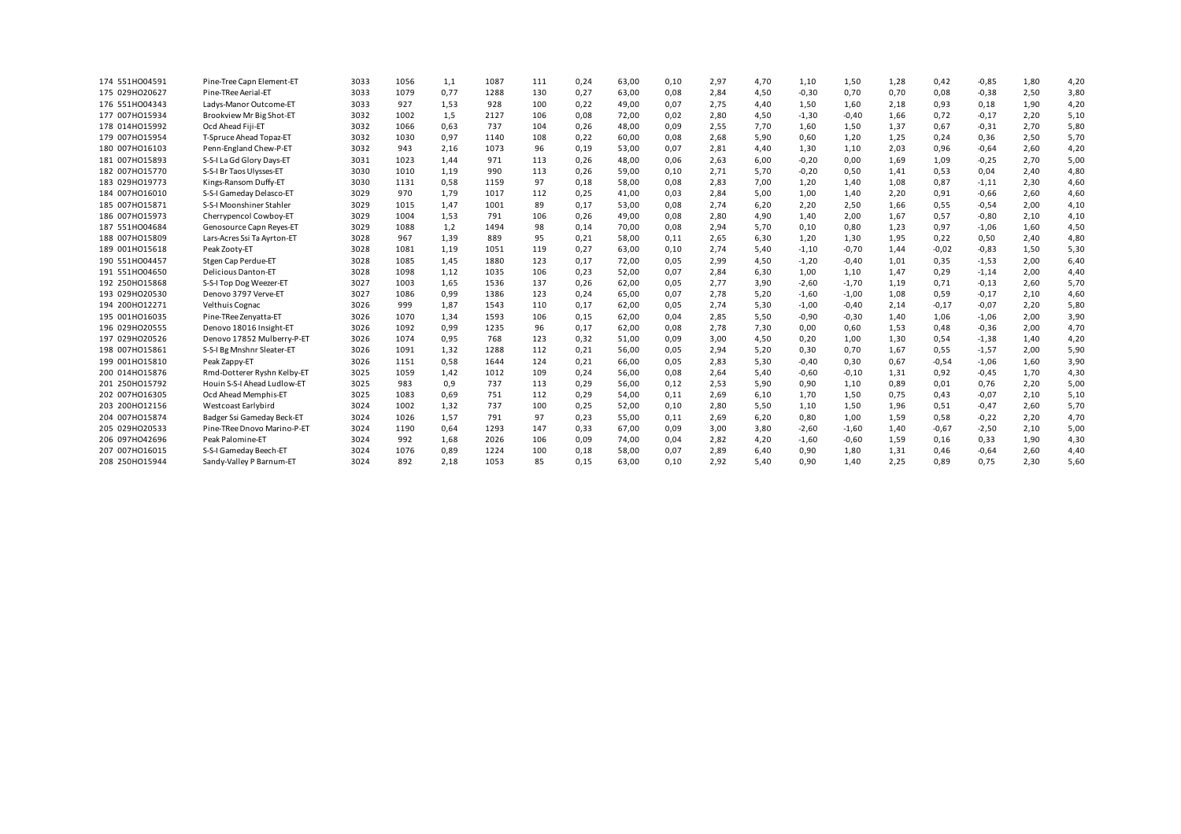| | | | | | | | | | | | | | | | | | | | | |
|---|---|---|---|---|---|---|---|---|---|---|---|---|---|---|---|---|---|---|---|---|
| 174 | 551HO04591 | Pine-Tree Capn Element-ET | 3033 | 1056 | 1,1 | 1087 | 111 | 0,24 | 63,00 | 0,10 | 2,97 | 4,70 | 1,10 | 1,50 | 1,28 | 0,42 | -0,85 | 1,80 | 4,20 |
| 175 | 029HO20627 | Pine-TRee Aerial-ET | 3033 | 1079 | 0,77 | 1288 | 130 | 0,27 | 63,00 | 0,08 | 2,84 | 4,50 | -0,30 | 0,70 | 0,70 | 0,08 | -0,38 | 2,50 | 3,80 |
| 176 | 551HO04343 | Ladys-Manor Outcome-ET | 3033 | 927 | 1,53 | 928 | 100 | 0,22 | 49,00 | 0,07 | 2,75 | 4,40 | 1,50 | 1,60 | 2,18 | 0,93 | 0,18 | 1,90 | 4,20 |
| 177 | 007HO15934 | Brookview Mr Big Shot-ET | 3032 | 1002 | 1,5 | 2127 | 106 | 0,08 | 72,00 | 0,02 | 2,80 | 4,50 | -1,30 | -0,40 | 1,66 | 0,72 | -0,17 | 2,20 | 5,10 |
| 178 | 014HO15992 | Ocd Ahead Fiji-ET | 3032 | 1066 | 0,63 | 737 | 104 | 0,26 | 48,00 | 0,09 | 2,55 | 7,70 | 1,60 | 1,50 | 1,37 | 0,67 | -0,31 | 2,70 | 5,80 |
| 179 | 007HO15954 | T-Spruce Ahead Topaz-ET | 3032 | 1030 | 0,97 | 1140 | 108 | 0,22 | 60,00 | 0,08 | 2,68 | 5,90 | 0,60 | 1,20 | 1,25 | 0,24 | 0,36 | 2,50 | 5,70 |
| 180 | 007HO16103 | Penn-England Chew-P-ET | 3032 | 943 | 2,16 | 1073 | 96 | 0,19 | 53,00 | 0,07 | 2,81 | 4,40 | 1,30 | 1,10 | 2,03 | 0,96 | -0,64 | 2,60 | 4,20 |
| 181 | 007HO15893 | S-S-I La Gd Glory Days-ET | 3031 | 1023 | 1,44 | 971 | 113 | 0,26 | 48,00 | 0,06 | 2,63 | 6,00 | -0,20 | 0,00 | 1,69 | 1,09 | -0,25 | 2,70 | 5,00 |
| 182 | 007HO15770 | S-S-I Br Taos Ulysses-ET | 3030 | 1010 | 1,19 | 990 | 113 | 0,26 | 59,00 | 0,10 | 2,71 | 5,70 | -0,20 | 0,50 | 1,41 | 0,53 | 0,04 | 2,40 | 4,80 |
| 183 | 029HO19773 | Kings-Ransom Duffy-ET | 3030 | 1131 | 0,58 | 1159 | 97 | 0,18 | 58,00 | 0,08 | 2,83 | 7,00 | 1,20 | 1,40 | 1,08 | 0,87 | -1,11 | 2,30 | 4,60 |
| 184 | 007HO16010 | S-S-I Gameday Delasco-ET | 3029 | 970 | 1,79 | 1017 | 112 | 0,25 | 41,00 | 0,03 | 2,84 | 5,00 | 1,00 | 1,40 | 2,20 | 0,91 | -0,66 | 2,60 | 4,60 |
| 185 | 007HO15871 | S-S-I Moonshiner Stahler | 3029 | 1015 | 1,47 | 1001 | 89 | 0,17 | 53,00 | 0,08 | 2,74 | 6,20 | 2,20 | 2,50 | 1,66 | 0,55 | -0,54 | 2,00 | 4,10 |
| 186 | 007HO15973 | Cherrypencol Cowboy-ET | 3029 | 1004 | 1,53 | 791 | 106 | 0,26 | 49,00 | 0,08 | 2,80 | 4,90 | 1,40 | 2,00 | 1,67 | 0,57 | -0,80 | 2,10 | 4,10 |
| 187 | 551HO04684 | Genosource Capn Reyes-ET | 3029 | 1088 | 1,2 | 1494 | 98 | 0,14 | 70,00 | 0,08 | 2,94 | 5,70 | 0,10 | 0,80 | 1,23 | 0,97 | -1,06 | 1,60 | 4,50 |
| 188 | 007HO15809 | Lars-Acres Ssi Ta Ayrton-ET | 3028 | 967 | 1,39 | 889 | 95 | 0,21 | 58,00 | 0,11 | 2,65 | 6,30 | 1,20 | 1,30 | 1,95 | 0,22 | 0,50 | 2,40 | 4,80 |
| 189 | 001HO15618 | Peak Zooty-ET | 3028 | 1081 | 1,19 | 1051 | 119 | 0,27 | 63,00 | 0,10 | 2,74 | 5,40 | -1,10 | -0,70 | 1,44 | -0,02 | -0,83 | 1,50 | 5,30 |
| 190 | 551HO04457 | Stgen Cap Perdue-ET | 3028 | 1085 | 1,45 | 1880 | 123 | 0,17 | 72,00 | 0,05 | 2,99 | 4,50 | -1,20 | -0,40 | 1,01 | 0,35 | -1,53 | 2,00 | 6,40 |
| 191 | 551HO04650 | Delicious Danton-ET | 3028 | 1098 | 1,12 | 1035 | 106 | 0,23 | 52,00 | 0,07 | 2,84 | 6,30 | 1,00 | 1,10 | 1,47 | 0,29 | -1,14 | 2,00 | 4,40 |
| 192 | 250HO15868 | S-S-I Top Dog Weezer-ET | 3027 | 1003 | 1,65 | 1536 | 137 | 0,26 | 62,00 | 0,05 | 2,77 | 3,90 | -2,60 | -1,70 | 1,19 | 0,71 | -0,13 | 2,60 | 5,70 |
| 193 | 029HO20530 | Denovo 3797 Verve-ET | 3027 | 1086 | 0,99 | 1386 | 123 | 0,24 | 65,00 | 0,07 | 2,78 | 5,20 | -1,60 | -1,00 | 1,08 | 0,59 | -0,17 | 2,10 | 4,60 |
| 194 | 200HO12271 | Velthuis Cognac | 3026 | 999 | 1,87 | 1543 | 110 | 0,17 | 62,00 | 0,05 | 2,74 | 5,30 | -1,00 | -0,40 | 2,14 | -0,17 | -0,07 | 2,20 | 5,80 |
| 195 | 001HO16035 | Pine-TRee Zenyatta-ET | 3026 | 1070 | 1,34 | 1593 | 106 | 0,15 | 62,00 | 0,04 | 2,85 | 5,50 | -0,90 | -0,30 | 1,40 | 1,06 | -1,06 | 2,00 | 3,90 |
| 196 | 029HO20555 | Denovo 18016 Insight-ET | 3026 | 1092 | 0,99 | 1235 | 96 | 0,17 | 62,00 | 0,08 | 2,78 | 7,30 | 0,00 | 0,60 | 1,53 | 0,48 | -0,36 | 2,00 | 4,70 |
| 197 | 029HO20526 | Denovo 17852 Mulberry-P-ET | 3026 | 1074 | 0,95 | 768 | 123 | 0,32 | 51,00 | 0,09 | 3,00 | 4,50 | 0,20 | 1,00 | 1,30 | 0,54 | -1,38 | 1,40 | 4,20 |
| 198 | 007HO15861 | S-S-I Bg Mnshnr Sleater-ET | 3026 | 1091 | 1,32 | 1288 | 112 | 0,21 | 56,00 | 0,05 | 2,94 | 5,20 | 0,30 | 0,70 | 1,67 | 0,55 | -1,57 | 2,00 | 5,90 |
| 199 | 001HO15810 | Peak Zappy-ET | 3026 | 1151 | 0,58 | 1644 | 124 | 0,21 | 66,00 | 0,05 | 2,83 | 5,30 | -0,40 | 0,30 | 0,67 | -0,54 | -1,06 | 1,60 | 3,90 |
| 200 | 014HO15876 | Rmd-Dotterer Ryshn Kelby-ET | 3025 | 1059 | 1,42 | 1012 | 109 | 0,24 | 56,00 | 0,08 | 2,64 | 5,40 | -0,60 | -0,10 | 1,31 | 0,92 | -0,45 | 1,70 | 4,30 |
| 201 | 250HO15792 | Houin S-S-I Ahead Ludlow-ET | 3025 | 983 | 0,9 | 737 | 113 | 0,29 | 56,00 | 0,12 | 2,53 | 5,90 | 0,90 | 1,10 | 0,89 | 0,01 | 0,76 | 2,20 | 5,00 |
| 202 | 007HO16305 | Ocd Ahead Memphis-ET | 3025 | 1083 | 0,69 | 751 | 112 | 0,29 | 54,00 | 0,11 | 2,69 | 6,10 | 1,70 | 1,50 | 0,75 | 0,43 | -0,07 | 2,10 | 5,10 |
| 203 | 200HO12156 | Westcoast Earlybird | 3024 | 1002 | 1,32 | 737 | 100 | 0,25 | 52,00 | 0,10 | 2,80 | 5,50 | 1,10 | 1,50 | 1,96 | 0,51 | -0,47 | 2,60 | 5,70 |
| 204 | 007HO15874 | Badger Ssi Gameday Beck-ET | 3024 | 1026 | 1,57 | 791 | 97 | 0,23 | 55,00 | 0,11 | 2,69 | 6,20 | 0,80 | 1,00 | 1,59 | 0,58 | -0,22 | 2,20 | 4,70 |
| 205 | 029HO20533 | Pine-TRee Dnovo Marino-P-ET | 3024 | 1190 | 0,64 | 1293 | 147 | 0,33 | 67,00 | 0,09 | 3,00 | 3,80 | -2,60 | -1,60 | 1,40 | -0,67 | -2,50 | 2,10 | 5,00 |
| 206 | 097HO42696 | Peak Palomine-ET | 3024 | 992 | 1,68 | 2026 | 106 | 0,09 | 74,00 | 0,04 | 2,82 | 4,20 | -1,60 | -0,60 | 1,59 | 0,16 | 0,33 | 1,90 | 4,30 |
| 207 | 007HO16015 | S-S-I Gameday Beech-ET | 3024 | 1076 | 0,89 | 1224 | 100 | 0,18 | 58,00 | 0,07 | 2,89 | 6,40 | 0,90 | 1,80 | 1,31 | 0,46 | -0,64 | 2,60 | 4,40 |
| 208 | 250HO15944 | Sandy-Valley P Barnum-ET | 3024 | 892 | 2,18 | 1053 | 85 | 0,15 | 63,00 | 0,10 | 2,92 | 5,40 | 0,90 | 1,40 | 2,25 | 0,89 | 0,75 | 2,30 | 5,60 |